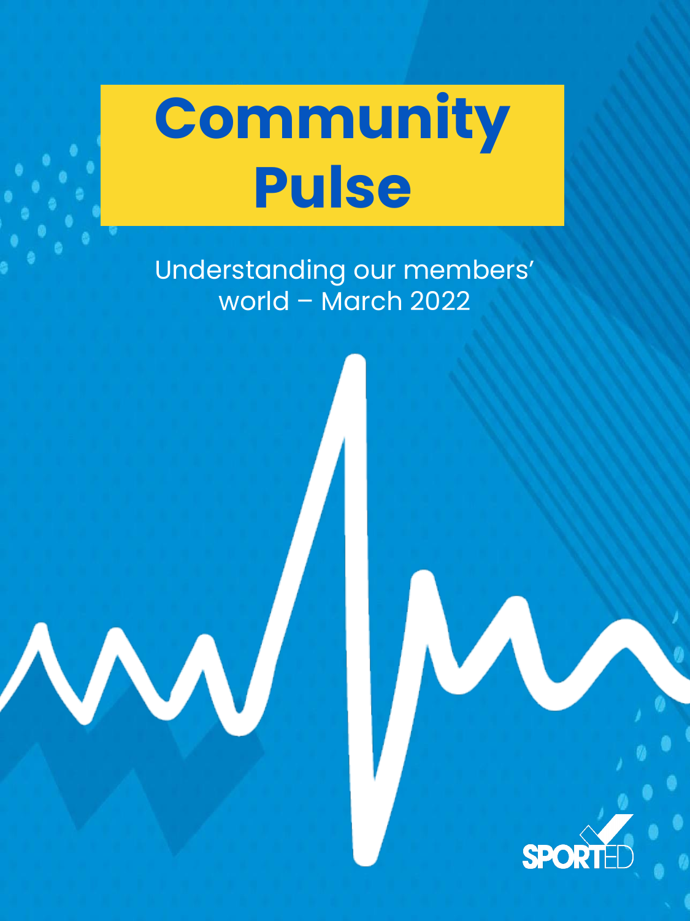# Community Pulse

Understanding our members' world – March 2022

SPORTED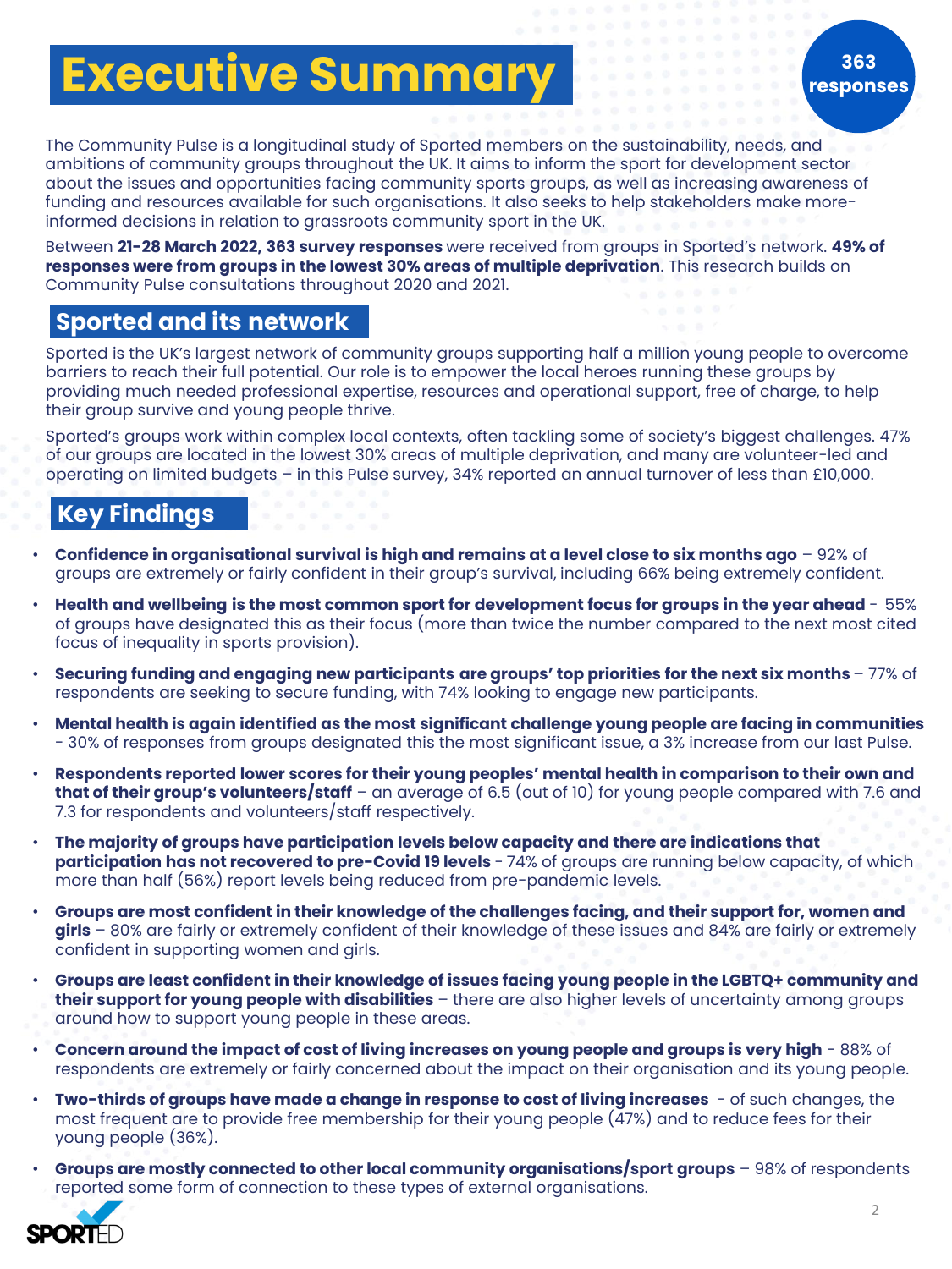# Executive Summary

**363 responses**

The Community Pulse is a longitudinal study of Sported members on the sustainability, needs, and ambitions of community groups throughout the UK. It aims to inform the sport for development sector about the issues and opportunities facing community sports groups, as well as increasing awareness of funding and resources available for such organisations. It also seeks to help stakeholders make more-informed decisions in relation to grassroots community sport in the UK.

Between **21-28 March 2022, 363 survey responses** were received from groups in Sported's network. **49% of responses were from groups in the lowest 30% areas of multiple deprivation**. This research builds on Community Pulse consultations throughout 2020 and 2021.

## Sported and its network

Sported is the UK's largest network of community groups supporting half a million young people to overcome barriers to reach their full potential. Our role is to empower the local heroes running these groups by providing much needed professional expertise, resources and operational support, free of charge, to help their group survive and young people thrive.

Sported's groups work within complex local contexts, often tackling some of society's biggest challenges. 47% of our groups are located in the lowest 30% areas of multiple deprivation, and many are volunteer-led and operating on limited budgets – in this Pulse survey, 34% reported an annual turnover of less than £10,000.

## Key Findings

- **Confidence in organisational survival is high and remains at a level close to six months ago** – 92% of groups are extremely or fairly confident in their group's survival, including 66% being extremely confident.
- **Health and wellbeing is the most common sport for development focus for groups in the year ahead** - 55% of groups have designated this as their focus (more than twice the number compared to the next most cited focus of inequality in sports provision).
- **Securing funding and engaging new participants are groups' top priorities for the next six months** – 77% of respondents are seeking to secure funding, with 74% looking to engage new participants.
- **Mental health is again identified as the most significant challenge young people are facing in communities** - 30% of responses from groups designated this the most significant issue, a 3% increase from our last Pulse.
- **Respondents reported lower scores for their young peoples' mental health in comparison to their own and that of their group's volunteers/staff** – an average of 6.5 (out of 10) for young people compared with 7.6 and 7.3 for respondents and volunteers/staff respectively.
- **The majority of groups have participation levels below capacity and there are indications that participation has not recovered to pre-Covid 19 levels** - 74% of groups are running below capacity, of which more than half (56%) report levels being reduced from pre-pandemic levels.
- **Groups are most confident in their knowledge of the challenges facing, and their support for, women and girls** – 80% are fairly or extremely confident of their knowledge of these issues and 84% are fairly or extremely confident in supporting women and girls.
- **Groups are least confident in their knowledge of issues facing young people in the LGBTQ+ community and their support for young people with disabilities** – there are also higher levels of uncertainty among groups around how to support young people in these areas.
- **Concern around the impact of cost of living increases on young people and groups is very high** - 88% of respondents are extremely or fairly concerned about the impact on their organisation and its young people.
- **Two-thirds of groups have made a change in response to cost of living increases** - of such changes, the most frequent are to provide free membership for their young people (47%) and to reduce fees for their young people (36%).
- **Groups are mostly connected to other local community organisations/sport groups** – 98% of respondents reported some form of connection to these types of external organisations.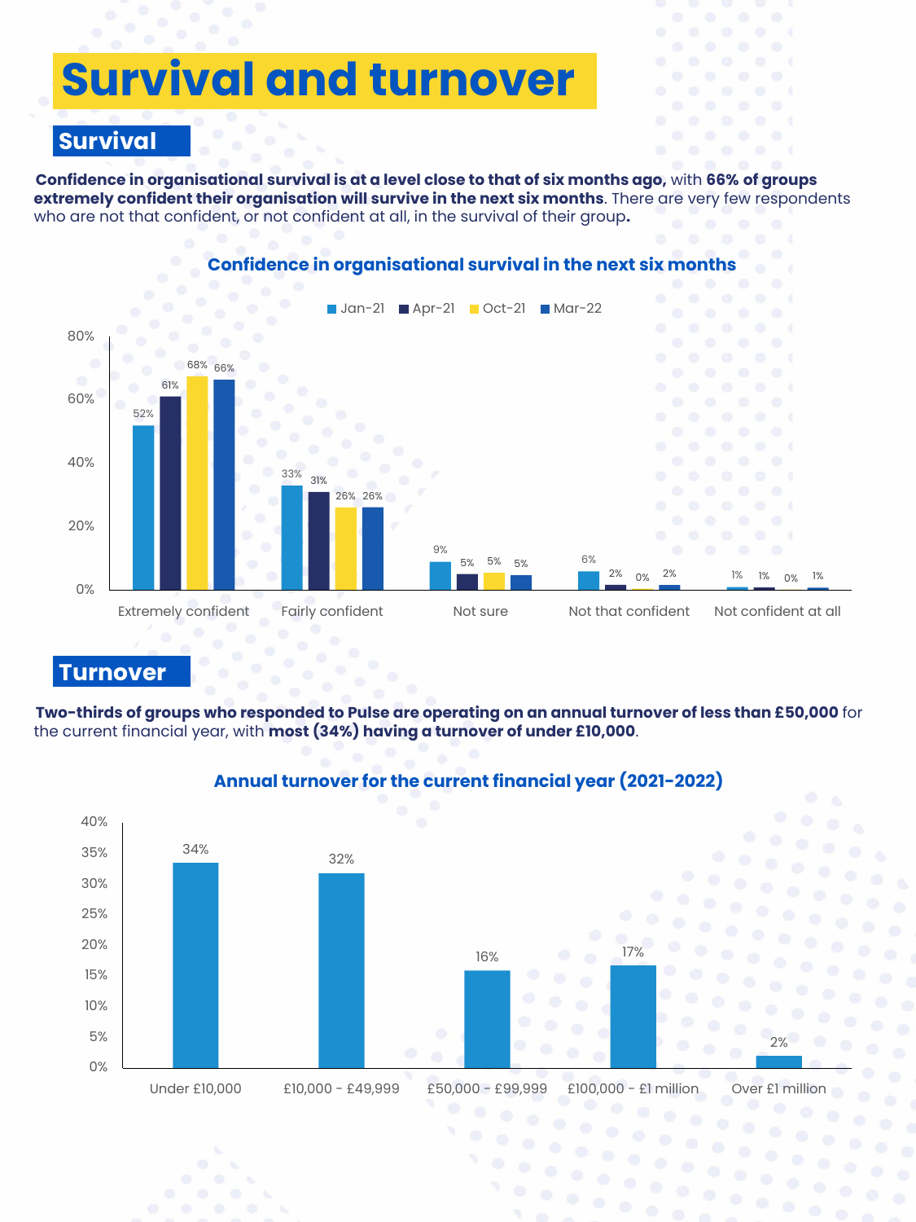# Survival and turnover

## Survival

**Confidence in organisational survival is at a level close to that of six months ago,** with **66% of groups extremely confident their organisation will survive in the next six months**. There are very few respondents who are not that confident, or not confident at all, in the survival of their group**.**

**Confidence in organisational survival in the next six months**

| | Jan-21 | Apr-21 | Oct-21 | Mar-22 |
|---|---|---|---|---|
| Extremely confident | 52% | 61% | 68% | 66% |
| Fairly confident | 33% | 31% | 26% | 26% |
| Not sure | 9% | 5% | 5% | 5% |
| Not that confident | 6% | 2% | 0% | 2% |
| Not confident at all | 1% | 1% | 0% | 1% |

## Turnover

**Two-thirds of groups who responded to Pulse are operating on an annual turnover of less than £50,000** for the current financial year, with **most (34%) having a turnover of under £10,000**.

**Annual turnover for the current financial year (2021-2022)**

| Turnover | % |
|---|---|
| Under £10,000 | 34% |
| £10,000 - £49,999 | 32% |
| £50,000 - £99,999 | 16% |
| £100,000 - £1 million | 17% |
| Over £1 million | 2% |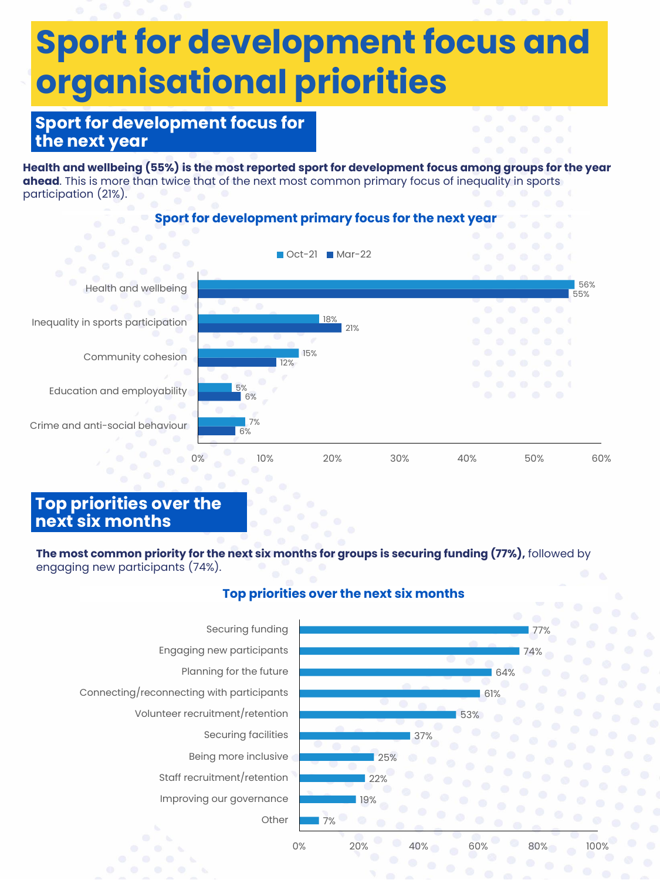# Sport for development focus and organisational priorities

## Sport for development focus for the next year

**Health and wellbeing (55%) is the most reported sport for development focus among groups for the year ahead**. This is more than twice that of the next most common primary focus of inequality in sports participation (21%).

### Sport for development primary focus for the next year

| | Oct-21 | Mar-22 |
|---|---|---|
| Health and wellbeing | 56% | 55% |
| Inequality in sports participation | 18% | 21% |
| Community cohesion | 15% | 12% |
| Education and employability | 5% | 6% |
| Crime and anti-social behaviour | 7% | 6% |

## Top priorities over the next six months

**The most common priority for the next six months for groups is securing funding (77%),** followed by engaging new participants (74%).

### Top priorities over the next six months

| Priority | % |
|---|---|
| Securing funding | 77% |
| Engaging new participants | 74% |
| Planning for the future | 64% |
| Connecting/reconnecting with participants | 61% |
| Volunteer recruitment/retention | 53% |
| Securing facilities | 37% |
| Being more inclusive | 25% |
| Staff recruitment/retention | 22% |
| Improving our governance | 19% |
| Other | 7% |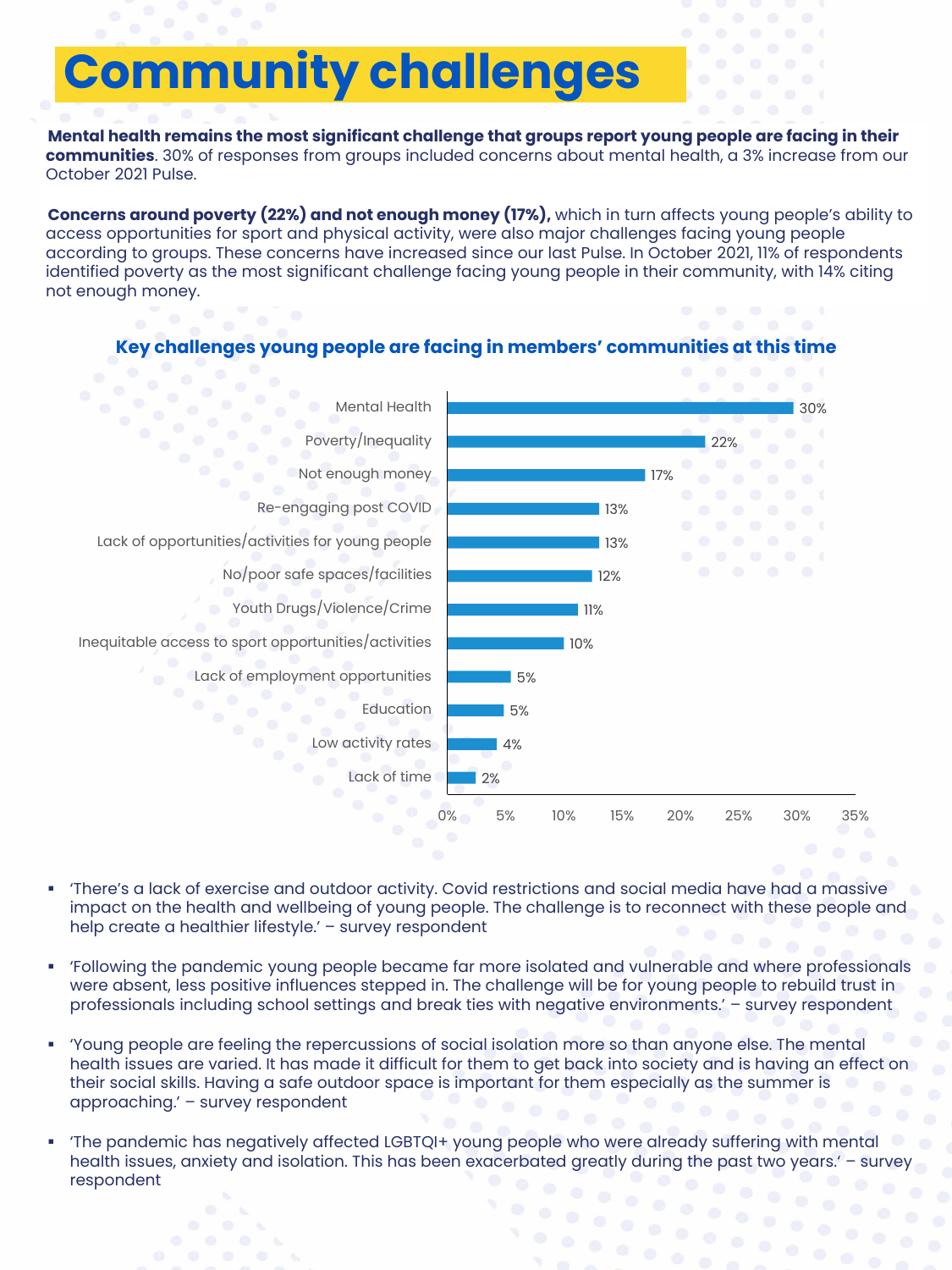# Community challenges

**Mental health remains the most significant challenge that groups report young people are facing in their communities**. 30% of responses from groups included concerns about mental health, a 3% increase from our October 2021 Pulse.

**Concerns around poverty (22%) and not enough money (17%),** which in turn affects young people's ability to access opportunities for sport and physical activity, were also major challenges facing young people according to groups. These concerns have increased since our last Pulse. In October 2021, 11% of respondents identified poverty as the most significant challenge facing young people in their community, with 14% citing not enough money.

**Key challenges young people are facing in members' communities at this time**

| Challenge | % |
|---|---|
| Mental Health | 30% |
| Poverty/Inequality | 22% |
| Not enough money | 17% |
| Re-engaging post COVID | 13% |
| Lack of opportunities/activities for young people | 13% |
| No/poor safe spaces/facilities | 12% |
| Youth Drugs/Violence/Crime | 11% |
| Inequitable access to sport opportunities/activities | 10% |
| Lack of employment opportunities | 5% |
| Education | 5% |
| Low activity rates | 4% |
| Lack of time | 2% |

- 'There's a lack of exercise and outdoor activity. Covid restrictions and social media have had a massive impact on the health and wellbeing of young people. The challenge is to reconnect with these people and help create a healthier lifestyle.' – survey respondent
- 'Following the pandemic young people became far more isolated and vulnerable and where professionals were absent, less positive influences stepped in. The challenge will be for young people to rebuild trust in professionals including school settings and break ties with negative environments.' – survey respondent
- 'Young people are feeling the repercussions of social isolation more so than anyone else. The mental health issues are varied. It has made it difficult for them to get back into society and is having an effect on their social skills. Having a safe outdoor space is important for them especially as the summer is approaching.' – survey respondent
- 'The pandemic has negatively affected LGBTQI+ young people who were already suffering with mental health issues, anxiety and isolation. This has been exacerbated greatly during the past two years.' – survey respondent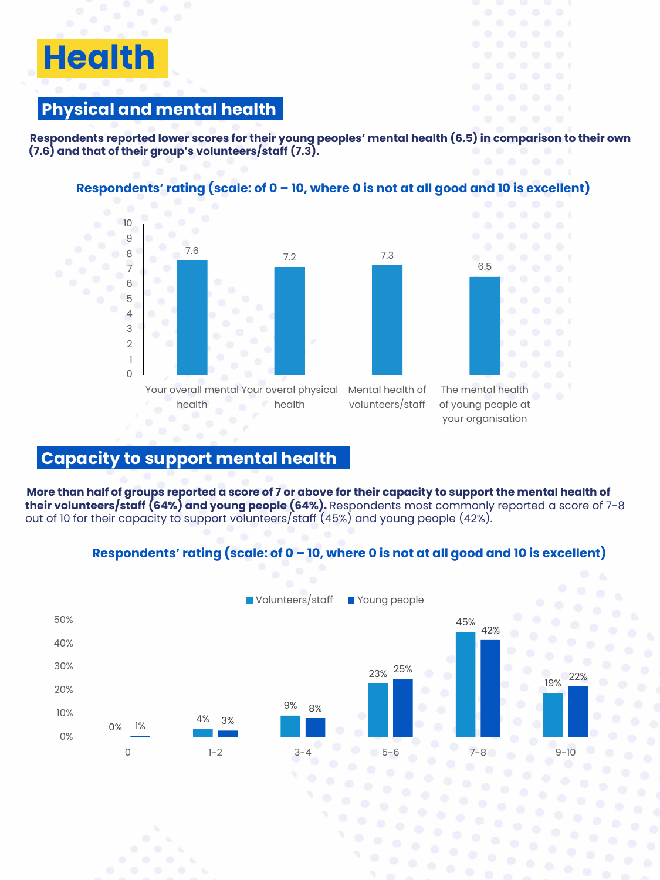# Health

## Physical and mental health

**Respondents reported lower scores for their young peoples' mental health (6.5) in comparison to their own (7.6) and that of their group's volunteers/staff (7.3).**

**Respondents' rating (scale: of 0 – 10, where 0 is not at all good and 10 is excellent)**

| | Rating |
|---|---|
| Your overall mental health | 7.6 |
| Your overal physical health | 7.2 |
| Mental health of volunteers/staff | 7.3 |
| The mental health of young people at your organisation | 6.5 |

## Capacity to support mental health

**More than half of groups reported a score of 7 or above for their capacity to support the mental health of their volunteers/staff (64%) and young people (64%).** Respondents most commonly reported a score of 7-8 out of 10 for their capacity to support volunteers/staff (45%) and young people (42%).

**Respondents' rating (scale: of 0 – 10, where 0 is not at all good and 10 is excellent)**

| Score | Volunteers/staff | Young people |
|---|---|---|
| 0 | 0% | 1% |
| 1-2 | 4% | 3% |
| 3-4 | 9% | 8% |
| 5-6 | 23% | 25% |
| 7-8 | 45% | 42% |
| 9-10 | 19% | 22% |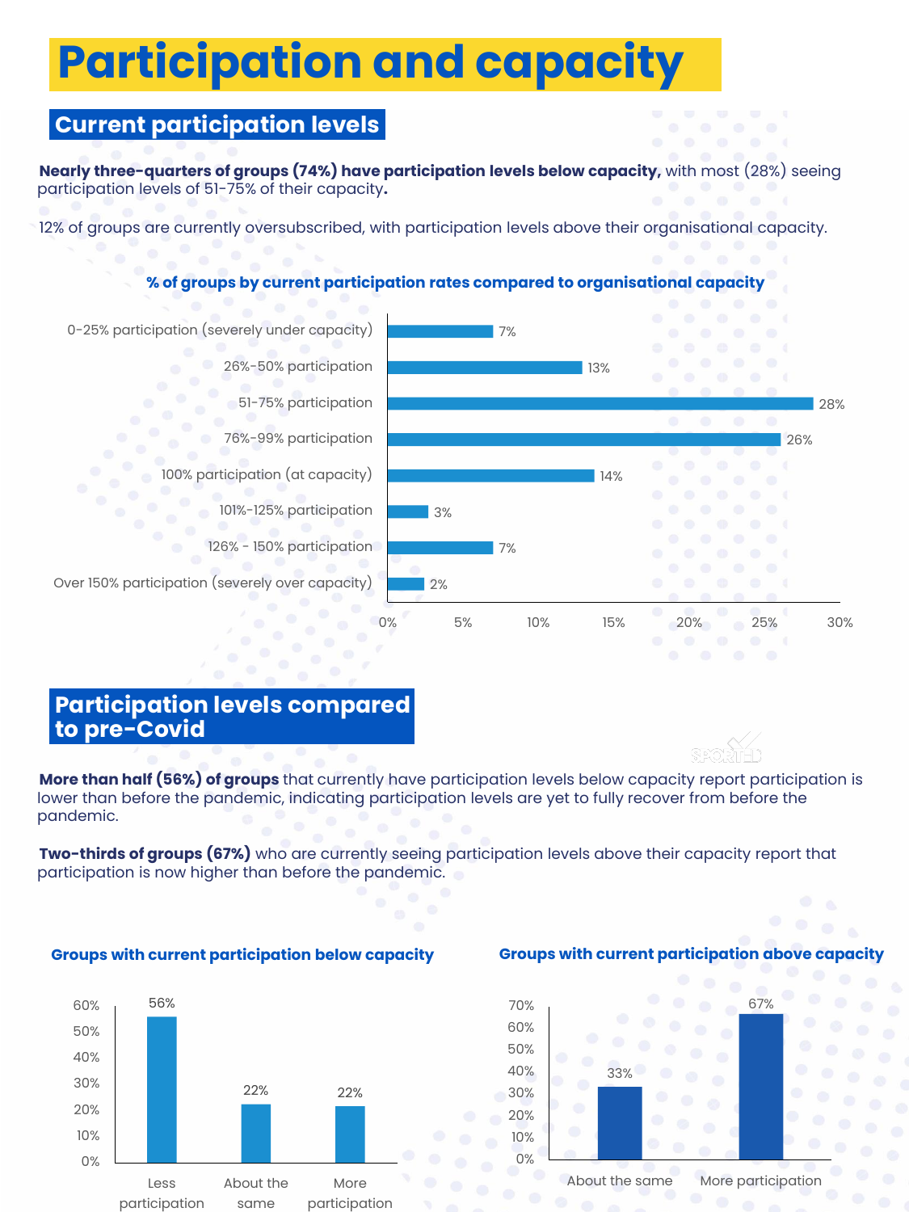# Participation and capacity

## Current participation levels

**Nearly three-quarters of groups (74%) have participation levels below capacity,** with most (28%) seeing participation levels of 51-75% of their capacity**.**

12% of groups are currently oversubscribed, with participation levels above their organisational capacity.

**% of groups by current participation rates compared to organisational capacity**

| Participation rate | % of groups |
|---|---|
| 0-25% participation (severely under capacity) | 7% |
| 26%-50% participation | 13% |
| 51-75% participation | 28% |
| 76%-99% participation | 26% |
| 100% participation (at capacity) | 14% |
| 101%-125% participation | 3% |
| 126% - 150% participation | 7% |
| Over 150% participation (severely over capacity) | 2% |

## Participation levels compared to pre-Covid

**More than half (56%) of groups** that currently have participation levels below capacity report participation is lower than before the pandemic, indicating participation levels are yet to fully recover from before the pandemic.

**Two-thirds of groups (67%)** who are currently seeing participation levels above their capacity report that participation is now higher than before the pandemic.

**Groups with current participation below capacity**

| Less participation | About the same | More participation |
|---|---|---|
| 56% | 22% | 22% |

**Groups with current participation above capacity**

| About the same | More participation |
|---|---|
| 33% | 67% |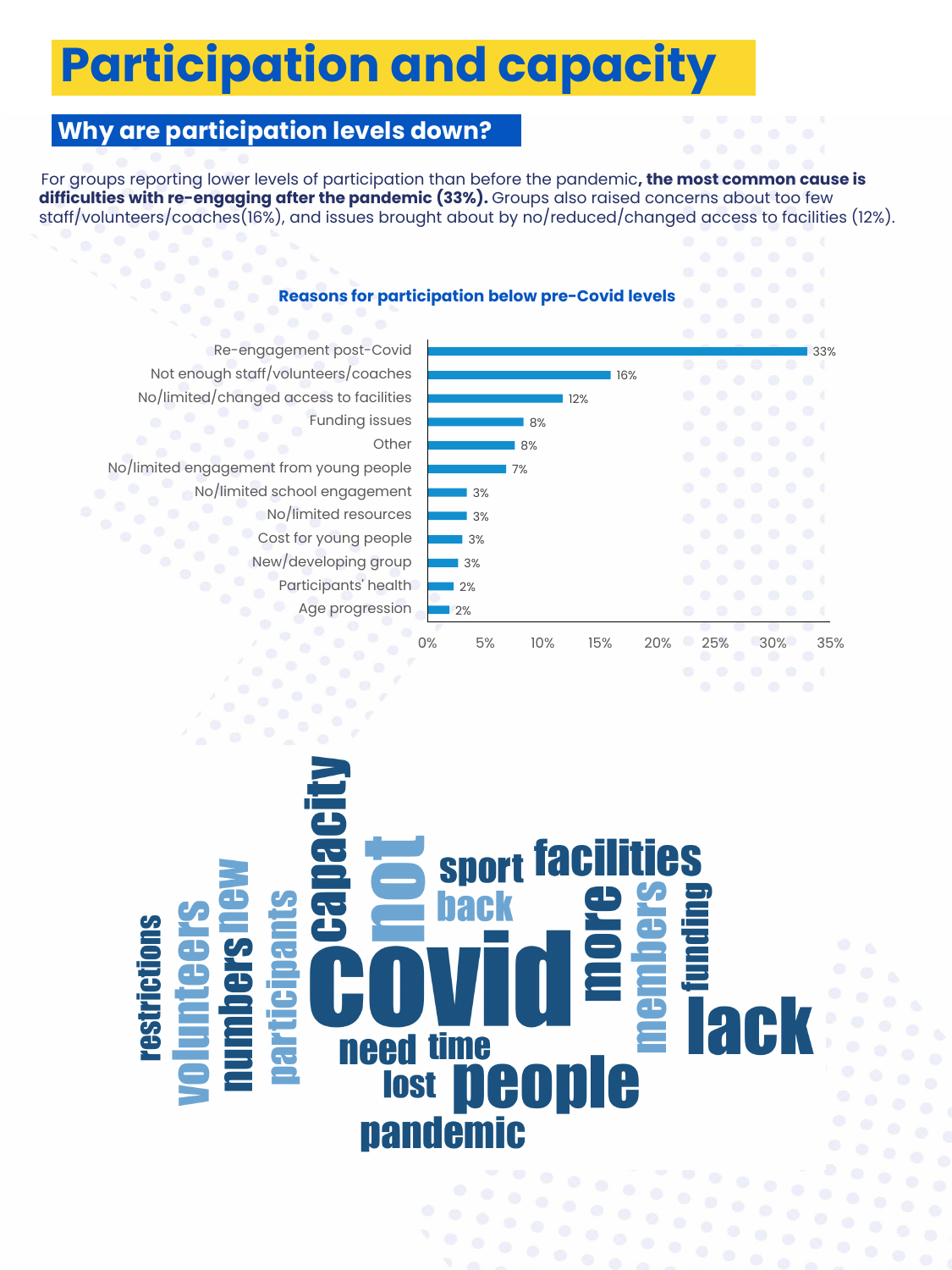# Participation and capacity

## Why are participation levels down?

For groups reporting lower levels of participation than before the pandemic**, the most common cause is difficulties with re-engaging after the pandemic (33%).** Groups also raised concerns about too few staff/volunteers/coaches(16%), and issues brought about by no/reduced/changed access to facilities (12%).

**Reasons for participation below pre-Covid levels**

| Reason | % |
|---|---|
| Re-engagement post-Covid | 33% |
| Not enough staff/volunteers/coaches | 16% |
| No/limited/changed access to facilities | 12% |
| Funding issues | 8% |
| Other | 8% |
| No/limited engagement from young people | 7% |
| No/limited school engagement | 3% |
| No/limited resources | 3% |
| Cost for young people | 3% |
| New/developing group | 3% |
| Participants' health | 2% |
| Age progression | 2% |

restrictions volunteers numbers new participants capacity not covid sport back facilities more members funding lack need time lost people pandemic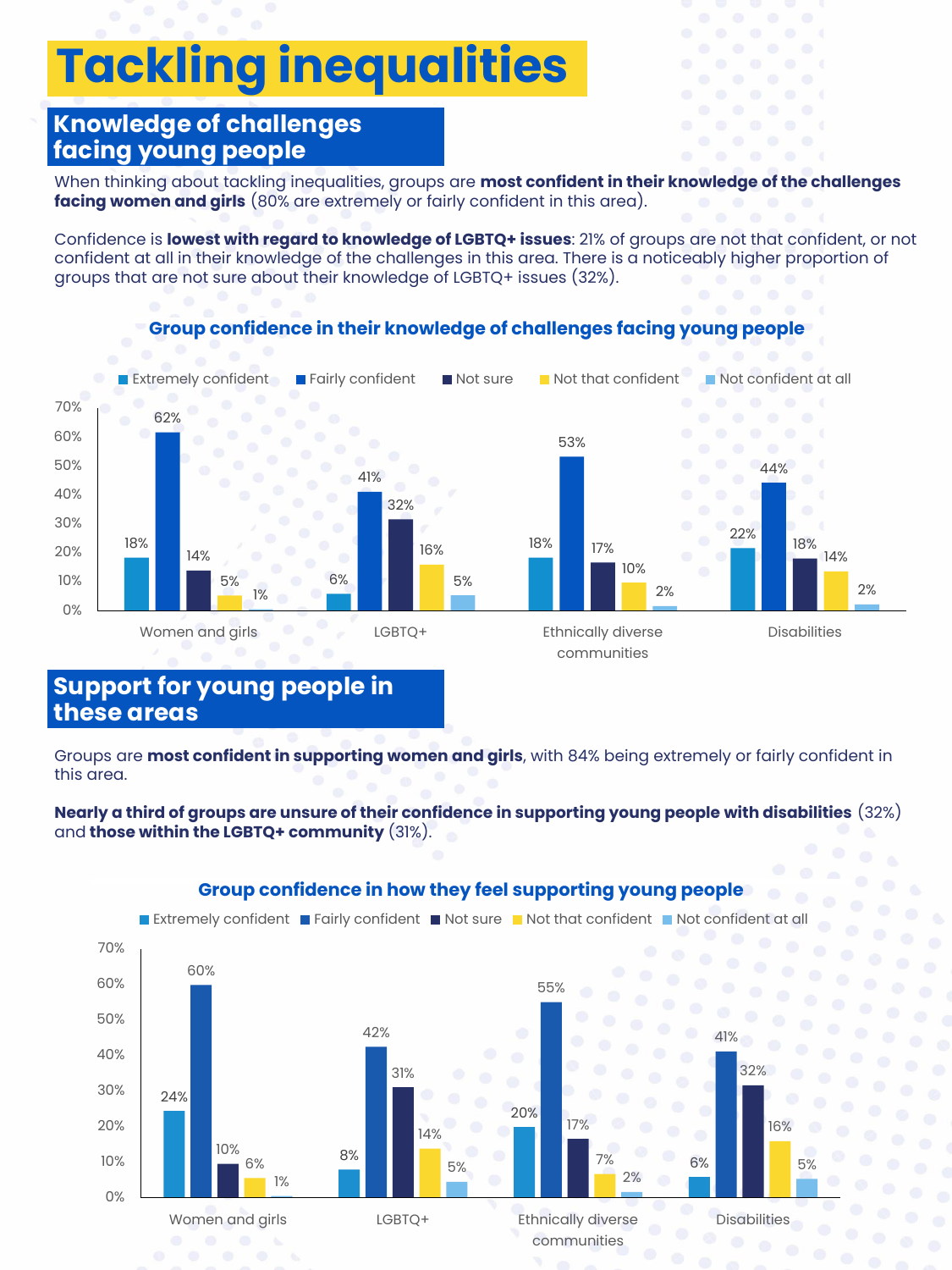# Tackling inequalities

## Knowledge of challenges facing young people

When thinking about tackling inequalities, groups are **most confident in their knowledge of the challenges facing women and girls** (80% are extremely or fairly confident in this area).

Confidence is **lowest with regard to knowledge of LGBTQ+ issues**: 21% of groups are not that confident, or not confident at all in their knowledge of the challenges in this area. There is a noticeably higher proportion of groups that are not sure about their knowledge of LGBTQ+ issues (32%).

**Group confidence in their knowledge of challenges facing young people**

| | Extremely confident | Fairly confident | Not sure | Not that confident | Not confident at all |
|---|---|---|---|---|---|
| Women and girls | 18% | 62% | 14% | 5% | 1% |
| LGBTQ+ | 6% | 41% | 32% | 16% | 5% |
| Ethnically diverse communities | 18% | 53% | 17% | 10% | 2% |
| Disabilities | 22% | 44% | 18% | 14% | 2% |

## Support for young people in these areas

Groups are **most confident in supporting women and girls**, with 84% being extremely or fairly confident in this area.

**Nearly a third of groups are unsure of their confidence in supporting young people with disabilities** (32%) and **those within the LGBTQ+ community** (31%).

**Group confidence in how they feel supporting young people**

| | Extremely confident | Fairly confident | Not sure | Not that confident | Not confident at all |
|---|---|---|---|---|---|
| Women and girls | 24% | 60% | 10% | 6% | 1% |
| LGBTQ+ | 8% | 42% | 31% | 14% | 5% |
| Ethnically diverse communities | 20% | 55% | 17% | 7% | 2% |
| Disabilities | 6% | 41% | 32% | 16% | 5% |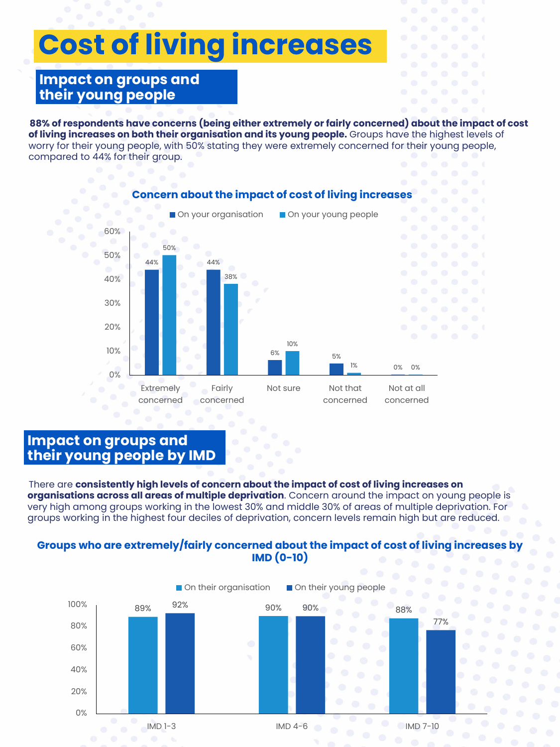# Cost of living increases

## Impact on groups and their young people

**88% of respondents have concerns (being either extremely or fairly concerned) about the impact of cost of living increases on both their organisation and its young people.** Groups have the highest levels of worry for their young people, with 50% stating they were extremely concerned for their young people, compared to 44% for their group.

### Concern about the impact of cost of living increases

| | On your organisation | On your young people |
|---|---|---|
| Extremely concerned | 44% | 50% |
| Fairly concerned | 44% | 38% |
| Not sure | 6% | 10% |
| Not that concerned | 5% | 1% |
| Not at all concerned | 0% | 0% |

## Impact on groups and their young people by IMD

There are **consistently high levels of concern about the impact of cost of living increases on organisations across all areas of multiple deprivation**. Concern around the impact on young people is very high among groups working in the lowest 30% and middle 30% of areas of multiple deprivation. For groups working in the highest four deciles of deprivation, concern levels remain high but are reduced.

### Groups who are extremely/fairly concerned about the impact of cost of living increases by IMD (0-10)

| | On their organisation | On their young people |
|---|---|---|
| IMD 1-3 | 89% | 92% |
| IMD 4-6 | 90% | 90% |
| IMD 7-10 | 88% | 77% |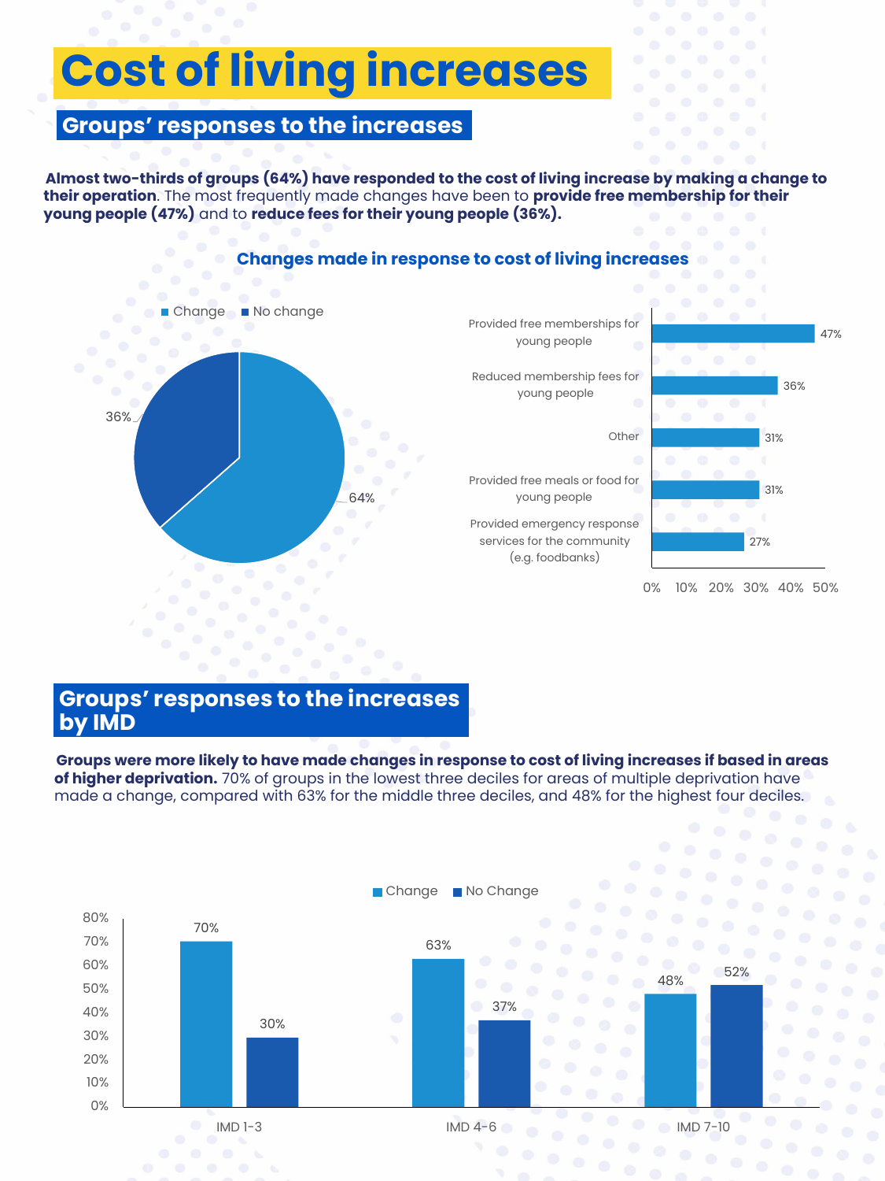# Cost of living increases

## Groups' responses to the increases

**Almost two-thirds of groups (64%) have responded to the cost of living increase by making a change to their operation**. The most frequently made changes have been to **provide free membership for their young people (47%)** and to **reduce fees for their young people (36%).**

**Changes made in response to cost of living increases**

| Response | Percentage |
|---|---|
| Change | 64% |
| No change | 36% |

| Change made | Percentage |
|---|---|
| Provided free memberships for young people | 47% |
| Reduced membership fees for young people | 36% |
| Other | 31% |
| Provided free meals or food for young people | 31% |
| Provided emergency response services for the community (e.g. foodbanks) | 27% |

## Groups' responses to the increases by IMD

**Groups were more likely to have made changes in response to cost of living increases if based in areas of higher deprivation.** 70% of groups in the lowest three deciles for areas of multiple deprivation have made a change, compared with 63% for the middle three deciles, and 48% for the highest four deciles.

| IMD | Change | No Change |
|---|---|---|
| IMD 1-3 | 70% | 30% |
| IMD 4-6 | 63% | 37% |
| IMD 7-10 | 48% | 52% |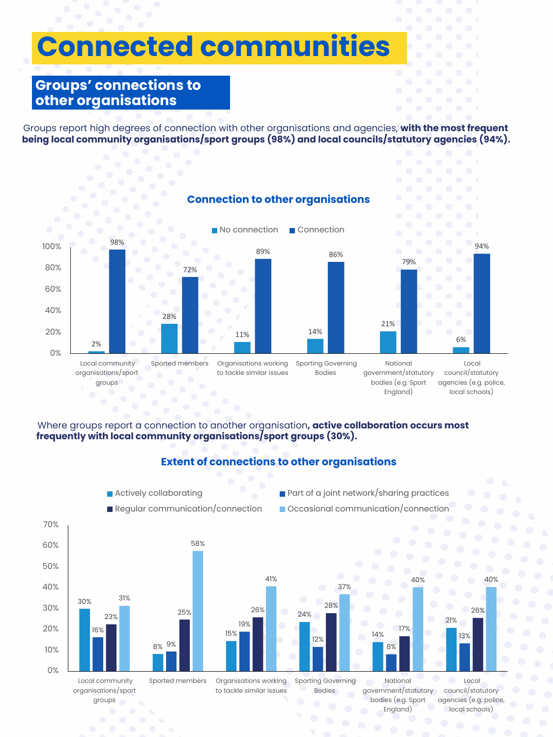# Connected communities

## Groups' connections to other organisations

Groups report high degrees of connection with other organisations and agencies, **with the most frequent being local community organisations/sport groups (98%) and local councils/statutory agencies (94%).**

### Connection to other organisations

No connection
Connection

100%
80%
60%
40%
20%
0%

Local community organisations/sport groups: 2%, 98%
Sported members: 28%, 72%
Organisations working to tackle similar issues: 11%, 89%
Sporting Governing Bodies: 14%, 86%
National government/statutory bodies (e.g. Sport England): 21%, 79%
Local council/statutory agencies (e.g. police, local schools): 6%, 94%

Where groups report a connection to another organisation**, active collaboration occurs most frequently with local community organisations/sport groups (30%).**

### Extent of connections to other organisations

Actively collaborating
Part of a joint network/sharing practices
Regular communication/connection
Occasional communication/connection

70%
60%
50%
40%
30%
20%
10%
0%

Local community organisations/sport groups: 30%, 16%, 23%, 31%
Sported members: 8%, 9%, 25%, 58%
Organisations working to tackle similar issues: 15%, 19%, 26%, 41%
Sporting Governing Bodies: 24%, 12%, 28%, 37%
National government/statutory bodies (e.g. Sport England): 14%, 8%, 17%, 40%
Local council/statutory agencies (e.g. police, local schools): 21%, 13%, 26%, 40%